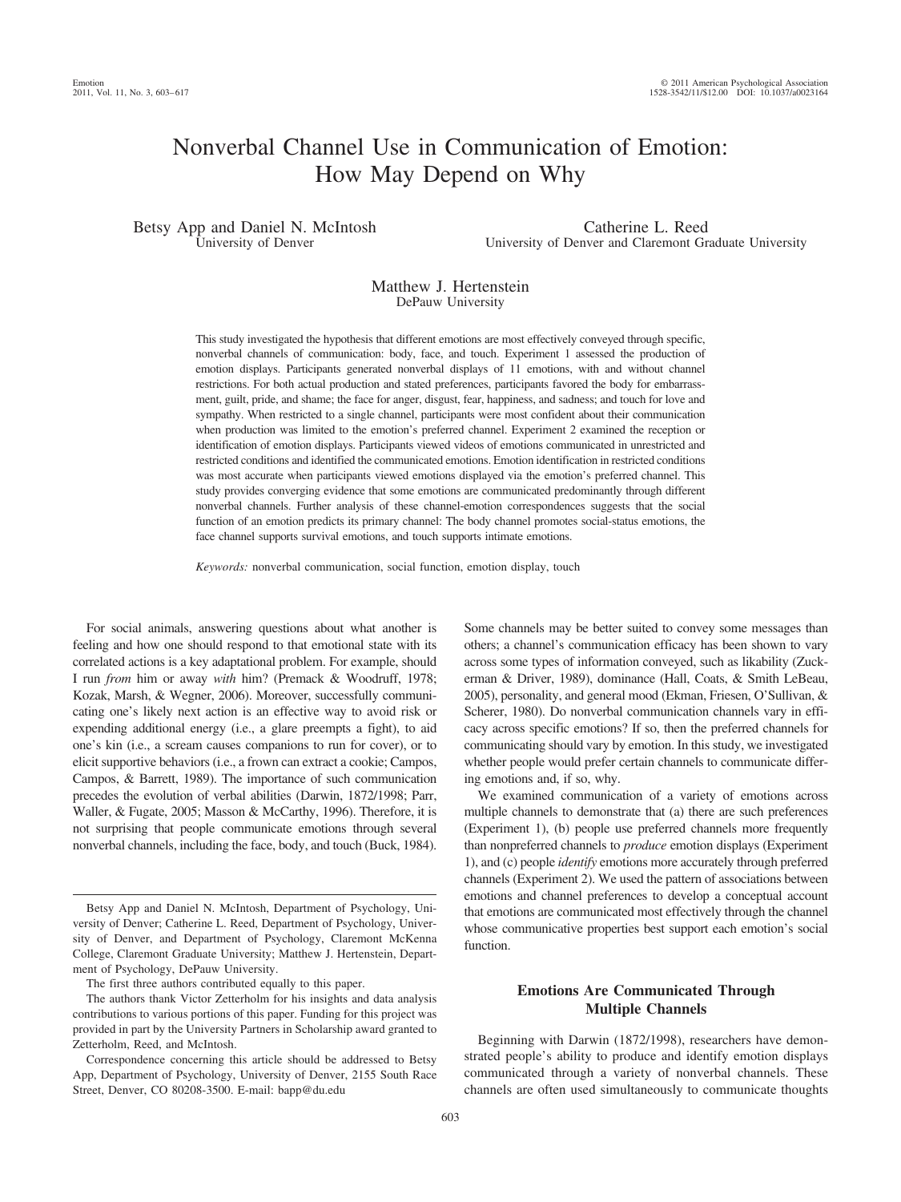# Nonverbal Channel Use in Communication of Emotion: How May Depend on Why

Betsy App and Daniel N. McIntosh
University of Denver

Catherine L. Reed
University of Denver and Claremont Graduate University

Matthew J. Hertenstein
DePauw University

This study investigated the hypothesis that different emotions are most effectively conveyed through specific, nonverbal channels of communication: body, face, and touch. Experiment 1 assessed the production of emotion displays. Participants generated nonverbal displays of 11 emotions, with and without channel restrictions. For both actual production and stated preferences, participants favored the body for embarrassment, guilt, pride, and shame; the face for anger, disgust, fear, happiness, and sadness; and touch for love and sympathy. When restricted to a single channel, participants were most confident about their communication when production was limited to the emotion's preferred channel. Experiment 2 examined the reception or identification of emotion displays. Participants viewed videos of emotions communicated in unrestricted and restricted conditions and identified the communicated emotions. Emotion identification in restricted conditions was most accurate when participants viewed emotions displayed via the emotion's preferred channel. This study provides converging evidence that some emotions are communicated predominantly through different nonverbal channels. Further analysis of these channel-emotion correspondences suggests that the social function of an emotion predicts its primary channel: The body channel promotes social-status emotions, the face channel supports survival emotions, and touch supports intimate emotions.

*Keywords:* nonverbal communication, social function, emotion display, touch

For social animals, answering questions about what another is feeling and how one should respond to that emotional state with its correlated actions is a key adaptational problem. For example, should I run *from* him or away *with* him? (Premack & Woodruff, 1978; Kozak, Marsh, & Wegner, 2006). Moreover, successfully communicating one's likely next action is an effective way to avoid risk or expending additional energy (i.e., a glare preempts a fight), to aid one's kin (i.e., a scream causes companions to run for cover), or to elicit supportive behaviors (i.e., a frown can extract a cookie; Campos, Campos, & Barrett, 1989). The importance of such communication precedes the evolution of verbal abilities (Darwin, 1872/1998; Parr, Waller, & Fugate, 2005; Masson & McCarthy, 1996). Therefore, it is not surprising that people communicate emotions through several nonverbal channels, including the face, body, and touch (Buck, 1984). Some channels may be better suited to convey some messages than others; a channel's communication efficacy has been shown to vary across some types of information conveyed, such as likability (Zuckerman & Driver, 1989), dominance (Hall, Coats, & Smith LeBeau, 2005), personality, and general mood (Ekman, Friesen, O'Sullivan, & Scherer, 1980). Do nonverbal communication channels vary in efficacy across specific emotions? If so, then the preferred channels for communicating should vary by emotion. In this study, we investigated whether people would prefer certain channels to communicate differing emotions and, if so, why.

We examined communication of a variety of emotions across multiple channels to demonstrate that (a) there are such preferences (Experiment 1), (b) people use preferred channels more frequently than nonpreferred channels to *produce* emotion displays (Experiment 1), and (c) people *identify* emotions more accurately through preferred channels (Experiment 2). We used the pattern of associations between emotions and channel preferences to develop a conceptual account that emotions are communicated most effectively through the channel whose communicative properties best support each emotion's social function.

## Emotions Are Communicated Through Multiple Channels

Beginning with Darwin (1872/1998), researchers have demonstrated people's ability to produce and identify emotion displays communicated through a variety of nonverbal channels. These channels are often used simultaneously to communicate thoughts

---

Betsy App and Daniel N. McIntosh, Department of Psychology, University of Denver; Catherine L. Reed, Department of Psychology, University of Denver, and Department of Psychology, Claremont McKenna College, Claremont Graduate University; Matthew J. Hertenstein, Department of Psychology, DePauw University.

The first three authors contributed equally to this paper.

The authors thank Victor Zetterholm for his insights and data analysis contributions to various portions of this paper. Funding for this project was provided in part by the University Partners in Scholarship award granted to Zetterholm, Reed, and McIntosh.

Correspondence concerning this article should be addressed to Betsy App, Department of Psychology, University of Denver, 2155 South Race Street, Denver, CO 80208-3500. E-mail: bapp@du.edu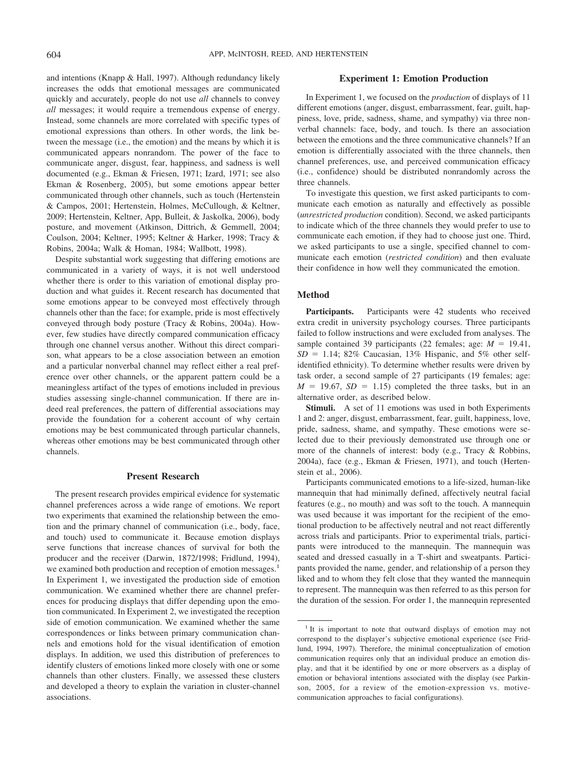and intentions (Knapp & Hall, 1997). Although redundancy likely increases the odds that emotional messages are communicated quickly and accurately, people do not use *all* channels to convey *all* messages; it would require a tremendous expense of energy. Instead, some channels are more correlated with specific types of emotional expressions than others. In other words, the link between the message (i.e., the emotion) and the means by which it is communicated appears nonrandom. The power of the face to communicate anger, disgust, fear, happiness, and sadness is well documented (e.g., Ekman & Friesen, 1971; Izard, 1971; see also Ekman & Rosenberg, 2005), but some emotions appear better communicated through other channels, such as touch (Hertenstein & Campos, 2001; Hertenstein, Holmes, McCullough, & Keltner, 2009; Hertenstein, Keltner, App, Bulleit, & Jaskolka, 2006), body posture, and movement (Atkinson, Dittrich, & Gemmell, 2004; Coulson, 2004; Keltner, 1995; Keltner & Harker, 1998; Tracy & Robins, 2004a; Walk & Homan, 1984; Wallbott, 1998).

Despite substantial work suggesting that differing emotions are communicated in a variety of ways, it is not well understood whether there is order to this variation of emotional display production and what guides it. Recent research has documented that some emotions appear to be conveyed most effectively through channels other than the face; for example, pride is most effectively conveyed through body posture (Tracy & Robins, 2004a). However, few studies have directly compared communication efficacy through one channel versus another. Without this direct comparison, what appears to be a close association between an emotion and a particular nonverbal channel may reflect either a real preference over other channels, or the apparent pattern could be a meaningless artifact of the types of emotions included in previous studies assessing single-channel communication. If there are indeed real preferences, the pattern of differential associations may provide the foundation for a coherent account of why certain emotions may be best communicated through particular channels, whereas other emotions may be best communicated through other channels.

## Present Research

The present research provides empirical evidence for systematic channel preferences across a wide range of emotions. We report two experiments that examined the relationship between the emotion and the primary channel of communication (i.e., body, face, and touch) used to communicate it. Because emotion displays serve functions that increase chances of survival for both the producer and the receiver (Darwin, 1872/1998; Fridlund, 1994), we examined both production and reception of emotion messages.[1] In Experiment 1, we investigated the production side of emotion communication. We examined whether there are channel preferences for producing displays that differ depending upon the emotion communicated. In Experiment 2, we investigated the reception side of emotion communication. We examined whether the same correspondences or links between primary communication channels and emotions hold for the visual identification of emotion displays. In addition, we used this distribution of preferences to identify clusters of emotions linked more closely with one or some channels than other clusters. Finally, we assessed these clusters and developed a theory to explain the variation in cluster-channel associations.

## Experiment 1: Emotion Production

In Experiment 1, we focused on the *production* of displays of 11 different emotions (anger, disgust, embarrassment, fear, guilt, happiness, love, pride, sadness, shame, and sympathy) via three nonverbal channels: face, body, and touch. Is there an association between the emotions and the three communicative channels? If an emotion is differentially associated with the three channels, then channel preferences, use, and perceived communication efficacy (i.e., confidence) should be distributed nonrandomly across the three channels.

To investigate this question, we first asked participants to communicate each emotion as naturally and effectively as possible (*unrestricted production* condition). Second, we asked participants to indicate which of the three channels they would prefer to use to communicate each emotion, if they had to choose just one. Third, we asked participants to use a single, specified channel to communicate each emotion (*restricted condition*) and then evaluate their confidence in how well they communicated the emotion.

### Method

**Participants.** Participants were 42 students who received extra credit in university psychology courses. Three participants failed to follow instructions and were excluded from analyses. The sample contained 39 participants (22 females; age: $M = 19.41$, $SD = 1.14$; 82% Caucasian, 13% Hispanic, and 5% other self-identified ethnicity). To determine whether results were driven by task order, a second sample of 27 participants (19 females; age: $M = 19.67$, $SD = 1.15$) completed the three tasks, but in an alternative order, as described below.

**Stimuli.** A set of 11 emotions was used in both Experiments 1 and 2: anger, disgust, embarrassment, fear, guilt, happiness, love, pride, sadness, shame, and sympathy. These emotions were selected due to their previously demonstrated use through one or more of the channels of interest: body (e.g., Tracy & Robbins, 2004a), face (e.g., Ekman & Friesen, 1971), and touch (Hertenstein et al., 2006).

Participants communicated emotions to a life-sized, human-like mannequin that had minimally defined, affectively neutral facial features (e.g., no mouth) and was soft to the touch. A mannequin was used because it was important for the recipient of the emotional production to be affectively neutral and not react differently across trials and participants. Prior to experimental trials, participants were introduced to the mannequin. The mannequin was seated and dressed casually in a T-shirt and sweatpants. Participants provided the name, gender, and relationship of a person they liked and to whom they felt close that they wanted the mannequin to represent. The mannequin was then referred to as this person for the duration of the session. For order 1, the mannequin represented

[1] It is important to note that outward displays of emotion may not correspond to the displayer's subjective emotional experience (see Fridlund, 1994, 1997). Therefore, the minimal conceptualization of emotion communication requires only that an individual produce an emotion display, and that it be identified by one or more observers as a display of emotion or behavioral intentions associated with the display (see Parkinson, 2005, for a review of the emotion-expression vs. motive-communication approaches to facial configurations).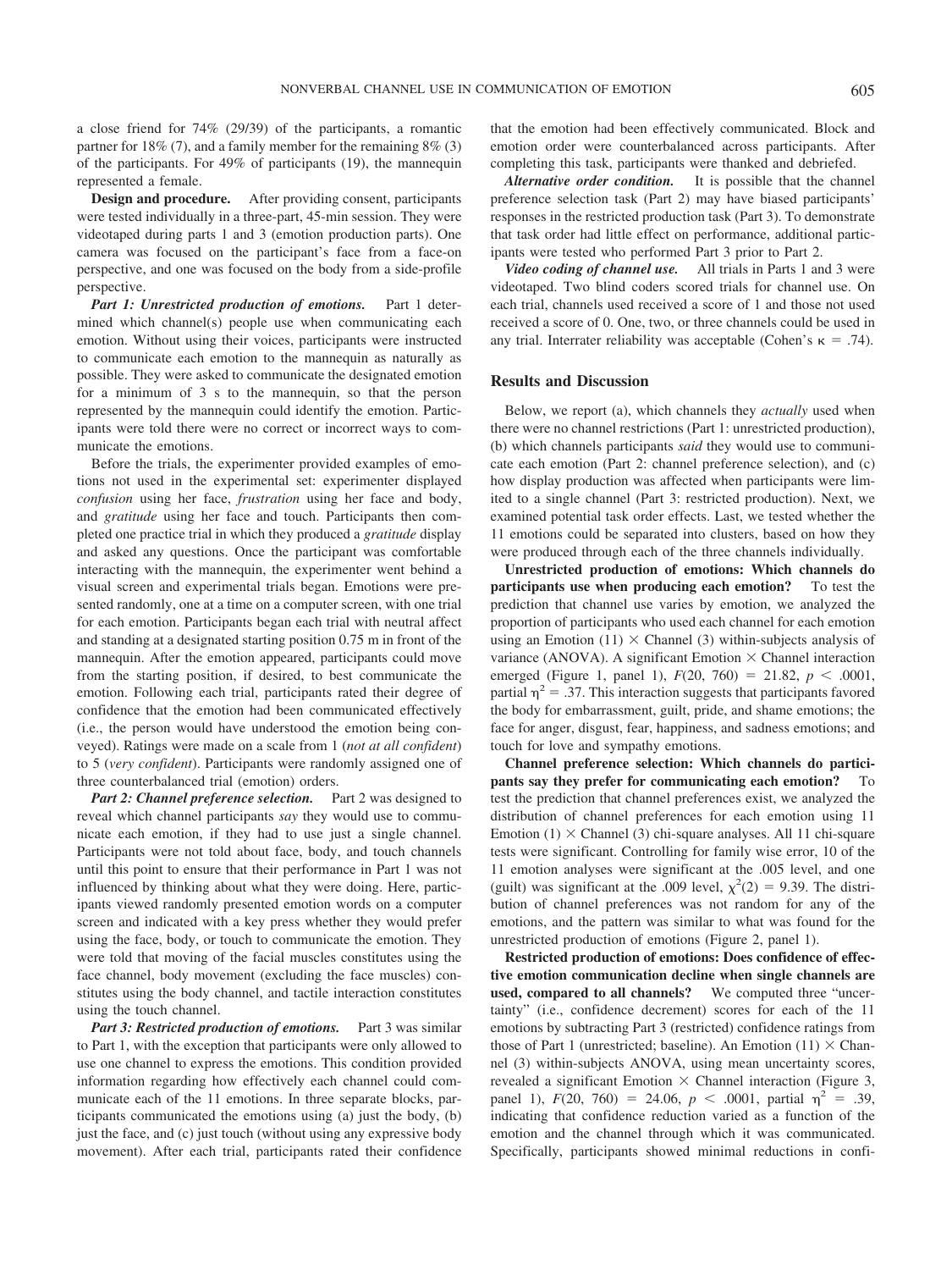a close friend for 74% (29/39) of the participants, a romantic partner for 18% (7), and a family member for the remaining 8% (3) of the participants. For 49% of participants (19), the mannequin represented a female.

**Design and procedure.** After providing consent, participants were tested individually in a three-part, 45-min session. They were videotaped during parts 1 and 3 (emotion production parts). One camera was focused on the participant's face from a face-on perspective, and one was focused on the body from a side-profile perspective.

***Part 1: Unrestricted production of emotions.*** Part 1 determined which channel(s) people use when communicating each emotion. Without using their voices, participants were instructed to communicate each emotion to the mannequin as naturally as possible. They were asked to communicate the designated emotion for a minimum of 3 s to the mannequin, so that the person represented by the mannequin could identify the emotion. Participants were told there were no correct or incorrect ways to communicate the emotions.

Before the trials, the experimenter provided examples of emotions not used in the experimental set: experimenter displayed *confusion* using her face, *frustration* using her face and body, and *gratitude* using her face and touch. Participants then completed one practice trial in which they produced a *gratitude* display and asked any questions. Once the participant was comfortable interacting with the mannequin, the experimenter went behind a visual screen and experimental trials began. Emotions were presented randomly, one at a time on a computer screen, with one trial for each emotion. Participants began each trial with neutral affect and standing at a designated starting position 0.75 m in front of the mannequin. After the emotion appeared, participants could move from the starting position, if desired, to best communicate the emotion. Following each trial, participants rated their degree of confidence that the emotion had been communicated effectively (i.e., the person would have understood the emotion being conveyed). Ratings were made on a scale from 1 (*not at all confident*) to 5 (*very confident*). Participants were randomly assigned one of three counterbalanced trial (emotion) orders.

***Part 2: Channel preference selection.*** Part 2 was designed to reveal which channel participants *say* they would use to communicate each emotion, if they had to use just a single channel. Participants were not told about face, body, and touch channels until this point to ensure that their performance in Part 1 was not influenced by thinking about what they were doing. Here, participants viewed randomly presented emotion words on a computer screen and indicated with a key press whether they would prefer using the face, body, or touch to communicate the emotion. They were told that moving of the facial muscles constitutes using the face channel, body movement (excluding the face muscles) constitutes using the body channel, and tactile interaction constitutes using the touch channel.

***Part 3: Restricted production of emotions.*** Part 3 was similar to Part 1, with the exception that participants were only allowed to use one channel to express the emotions. This condition provided information regarding how effectively each channel could communicate each of the 11 emotions. In three separate blocks, participants communicated the emotions using (a) just the body, (b) just the face, and (c) just touch (without using any expressive body movement). After each trial, participants rated their confidence that the emotion had been effectively communicated. Block and emotion order were counterbalanced across participants. After completing this task, participants were thanked and debriefed.

***Alternative order condition.*** It is possible that the channel preference selection task (Part 2) may have biased participants' responses in the restricted production task (Part 3). To demonstrate that task order had little effect on performance, additional participants were tested who performed Part 3 prior to Part 2.

***Video coding of channel use.*** All trials in Parts 1 and 3 were videotaped. Two blind coders scored trials for channel use. On each trial, channels used received a score of 1 and those not used received a score of 0. One, two, or three channels could be used in any trial. Interrater reliability was acceptable (Cohen's $\kappa = .74$).

## Results and Discussion

Below, we report (a), which channels they *actually* used when there were no channel restrictions (Part 1: unrestricted production), (b) which channels participants *said* they would use to communicate each emotion (Part 2: channel preference selection), and (c) how display production was affected when participants were limited to a single channel (Part 3: restricted production). Next, we examined potential task order effects. Last, we tested whether the 11 emotions could be separated into clusters, based on how they were produced through each of the three channels individually.

**Unrestricted production of emotions: Which channels do participants use when producing each emotion?** To test the prediction that channel use varies by emotion, we analyzed the proportion of participants who used each channel for each emotion using an Emotion (11) × Channel (3) within-subjects analysis of variance (ANOVA). A significant Emotion × Channel interaction emerged (Figure 1, panel 1), $F(20, 760) = 21.82$, $p < .0001$, partial $\eta^2 = .37$. This interaction suggests that participants favored the body for embarrassment, guilt, pride, and shame emotions; the face for anger, disgust, fear, happiness, and sadness emotions; and touch for love and sympathy emotions.

**Channel preference selection: Which channels do participants say they prefer for communicating each emotion?** To test the prediction that channel preferences exist, we analyzed the distribution of channel preferences for each emotion using 11 Emotion (1) × Channel (3) chi-square analyses. All 11 chi-square tests were significant. Controlling for family wise error, 10 of the 11 emotion analyses were significant at the .005 level, and one (guilt) was significant at the .009 level, $\chi^2(2) = 9.39$. The distribution of channel preferences was not random for any of the emotions, and the pattern was similar to what was found for the unrestricted production of emotions (Figure 2, panel 1).

**Restricted production of emotions: Does confidence of effective emotion communication decline when single channels are used, compared to all channels?** We computed three "uncertainty" (i.e., confidence decrement) scores for each of the 11 emotions by subtracting Part 3 (restricted) confidence ratings from those of Part 1 (unrestricted; baseline). An Emotion (11) × Channel (3) within-subjects ANOVA, using mean uncertainty scores, revealed a significant Emotion × Channel interaction (Figure 3, panel 1), $F(20, 760) = 24.06$, $p < .0001$, partial $\eta^2 = .39$, indicating that confidence reduction varied as a function of the emotion and the channel through which it was communicated. Specifically, participants showed minimal reductions in confi-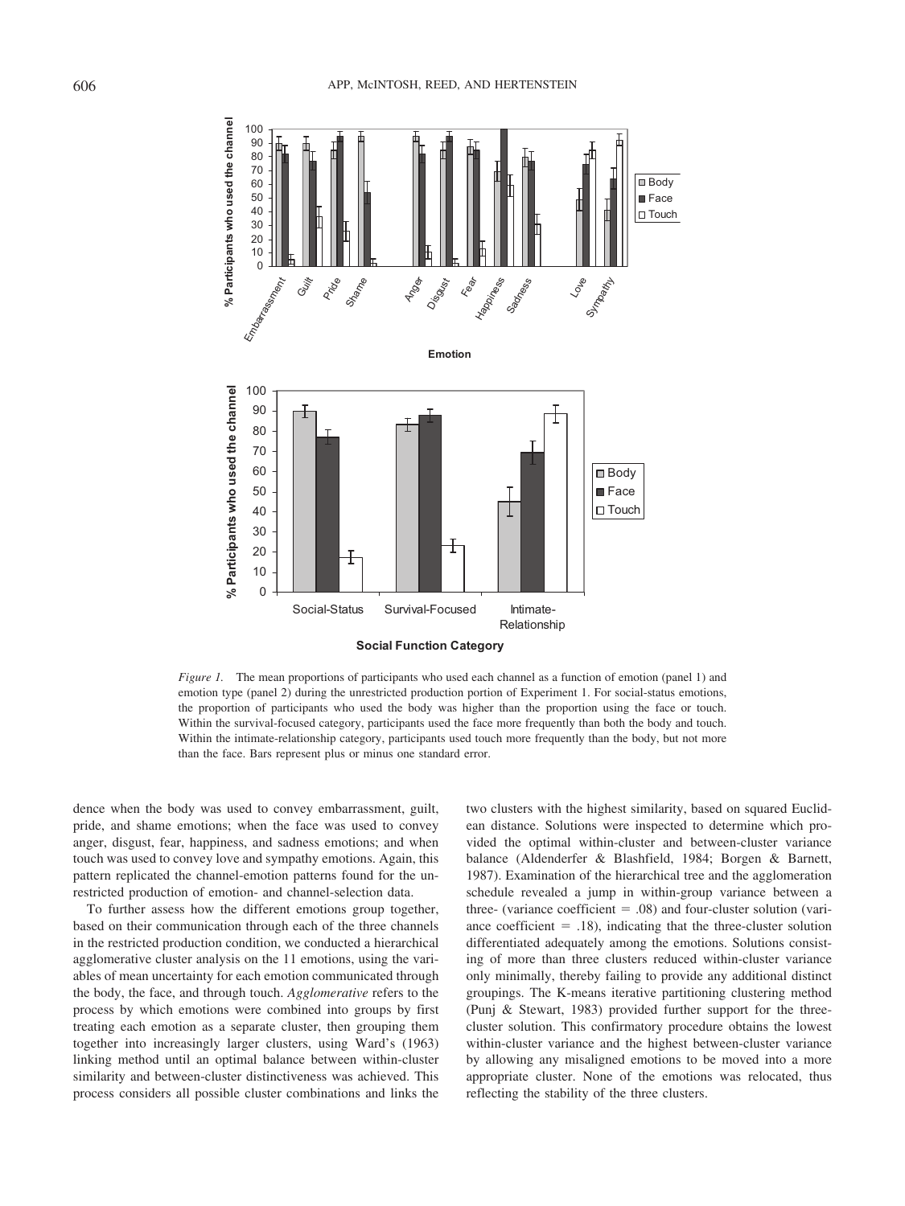*Figure 1.* The mean proportions of participants who used each channel as a function of emotion (panel 1) and emotion type (panel 2) during the unrestricted production portion of Experiment 1. For social-status emotions, the proportion of participants who used the body was higher than the proportion using the face or touch. Within the survival-focused category, participants used the face more frequently than both the body and touch. Within the intimate-relationship category, participants used touch more frequently than the body, but not more than the face. Bars represent plus or minus one standard error.

dence when the body was used to convey embarrassment, guilt, pride, and shame emotions; when the face was used to convey anger, disgust, fear, happiness, and sadness emotions; and when touch was used to convey love and sympathy emotions. Again, this pattern replicated the channel-emotion patterns found for the unrestricted production of emotion- and channel-selection data.

To further assess how the different emotions group together, based on their communication through each of the three channels in the restricted production condition, we conducted a hierarchical agglomerative cluster analysis on the 11 emotions, using the variables of mean uncertainty for each emotion communicated through the body, the face, and through touch. *Agglomerative* refers to the process by which emotions were combined into groups by first treating each emotion as a separate cluster, then grouping them together into increasingly larger clusters, using Ward's (1963) linking method until an optimal balance between within-cluster similarity and between-cluster distinctiveness was achieved. This process considers all possible cluster combinations and links the two clusters with the highest similarity, based on squared Euclidean distance. Solutions were inspected to determine which provided the optimal within-cluster and between-cluster variance balance (Aldenderfer & Blashfield, 1984; Borgen & Barnett, 1987). Examination of the hierarchical tree and the agglomeration schedule revealed a jump in within-group variance between a three- (variance coefficient = .08) and four-cluster solution (variance coefficient = .18), indicating that the three-cluster solution differentiated adequately among the emotions. Solutions consisting of more than three clusters reduced within-cluster variance only minimally, thereby failing to provide any additional distinct groupings. The K-means iterative partitioning clustering method (Punj & Stewart, 1983) provided further support for the three-cluster solution. This confirmatory procedure obtains the lowest within-cluster variance and the highest between-cluster variance by allowing any misaligned emotions to be moved into a more appropriate cluster. None of the emotions was relocated, thus reflecting the stability of the three clusters.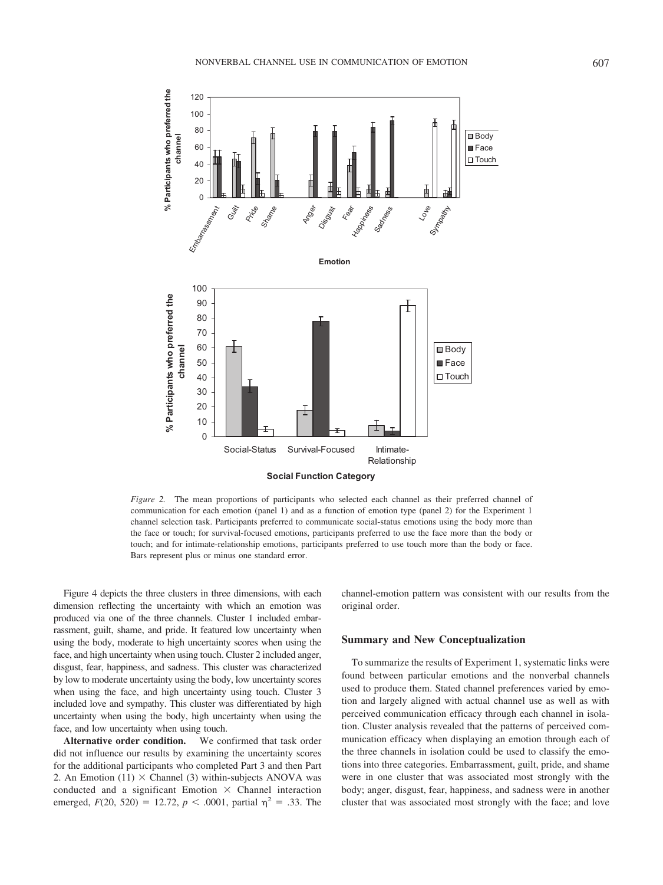*Figure 2.* The mean proportions of participants who selected each channel as their preferred channel of communication for each emotion (panel 1) and as a function of emotion type (panel 2) for the Experiment 1 channel selection task. Participants preferred to communicate social-status emotions using the body more than the face or touch; for survival-focused emotions, participants preferred to use the face more than the body or touch; and for intimate-relationship emotions, participants preferred to use touch more than the body or face. Bars represent plus or minus one standard error.

Figure 4 depicts the three clusters in three dimensions, with each dimension reflecting the uncertainty with which an emotion was produced via one of the three channels. Cluster 1 included embarrassment, guilt, shame, and pride. It featured low uncertainty when using the body, moderate to high uncertainty scores when using the face, and high uncertainty when using touch. Cluster 2 included anger, disgust, fear, happiness, and sadness. This cluster was characterized by low to moderate uncertainty using the body, low uncertainty scores when using the face, and high uncertainty using touch. Cluster 3 included love and sympathy. This cluster was differentiated by high uncertainty when using the body, high uncertainty when using the face, and low uncertainty when using touch.

**Alternative order condition.** We confirmed that task order did not influence our results by examining the uncertainty scores for the additional participants who completed Part 3 and then Part 2. An Emotion (11) $\times$ Channel (3) within-subjects ANOVA was conducted and a significant Emotion $\times$ Channel interaction emerged, $F(20, 520) = 12.72$, $p < .0001$, partial $\eta^2 = .33$. The channel-emotion pattern was consistent with our results from the original order.

### Summary and New Conceptualization

To summarize the results of Experiment 1, systematic links were found between particular emotions and the nonverbal channels used to produce them. Stated channel preferences varied by emotion and largely aligned with actual channel use as well as with perceived communication efficacy through each channel in isolation. Cluster analysis revealed that the patterns of perceived communication efficacy when displaying an emotion through each of the three channels in isolation could be used to classify the emotions into three categories. Embarrassment, guilt, pride, and shame were in one cluster that was associated most strongly with the body; anger, disgust, fear, happiness, and sadness were in another cluster that was associated most strongly with the face; and love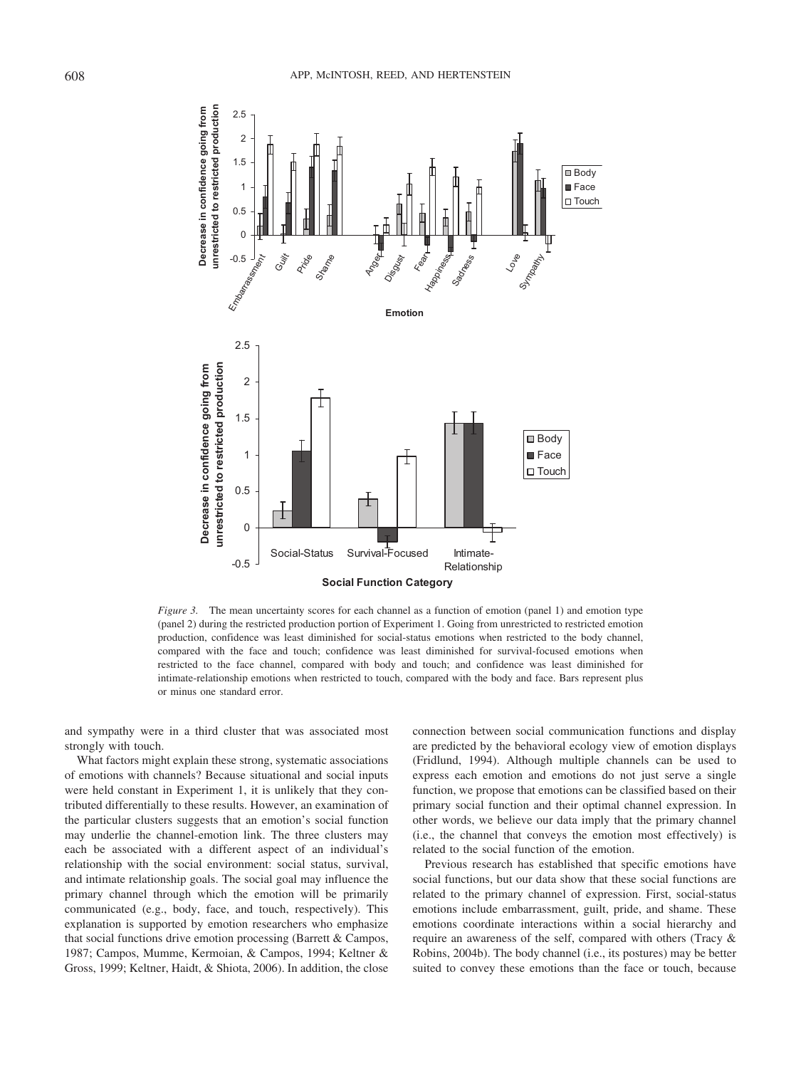Decrease in confidence going from unrestricted to restricted production

2.5
2
1.5
1
0.5
0
-0.5

Embarrassment
Guilt
Pride
Shame
Anger
Disgust
Fear
Happiness
Sadness
Love
Sympathy

Emotion

Body
Face
Touch

Decrease in confidence going from unrestricted to restricted production

2.5
2
1.5
1
0.5
0
-0.5

Social-Status
Survival-Focused
Intimate-Relationship

Social Function Category

Body
Face
Touch

*Figure 3.* The mean uncertainty scores for each channel as a function of emotion (panel 1) and emotion type (panel 2) during the restricted production portion of Experiment 1. Going from unrestricted to restricted emotion production, confidence was least diminished for social-status emotions when restricted to the body channel, compared with the face and touch; confidence was least diminished for survival-focused emotions when restricted to the face channel, compared with body and touch; and confidence was least diminished for intimate-relationship emotions when restricted to touch, compared with the body and face. Bars represent plus or minus one standard error.

and sympathy were in a third cluster that was associated most strongly with touch.

What factors might explain these strong, systematic associations of emotions with channels? Because situational and social inputs were held constant in Experiment 1, it is unlikely that they contributed differentially to these results. However, an examination of the particular clusters suggests that an emotion's social function may underlie the channel-emotion link. The three clusters may each be associated with a different aspect of an individual's relationship with the social environment: social status, survival, and intimate relationship goals. The social goal may influence the primary channel through which the emotion will be primarily communicated (e.g., body, face, and touch, respectively). This explanation is supported by emotion researchers who emphasize that social functions drive emotion processing (Barrett & Campos, 1987; Campos, Mumme, Kermoian, & Campos, 1994; Keltner & Gross, 1999; Keltner, Haidt, & Shiota, 2006). In addition, the close connection between social communication functions and display are predicted by the behavioral ecology view of emotion displays (Fridlund, 1994). Although multiple channels can be used to express each emotion and emotions do not just serve a single function, we propose that emotions can be classified based on their primary social function and their optimal channel expression. In other words, we believe our data imply that the primary channel (i.e., the channel that conveys the emotion most effectively) is related to the social function of the emotion.

Previous research has established that specific emotions have social functions, but our data show that these social functions are related to the primary channel of expression. First, social-status emotions include embarrassment, guilt, pride, and shame. These emotions coordinate interactions within a social hierarchy and require an awareness of the self, compared with others (Tracy & Robins, 2004b). The body channel (i.e., its postures) may be better suited to convey these emotions than the face or touch, because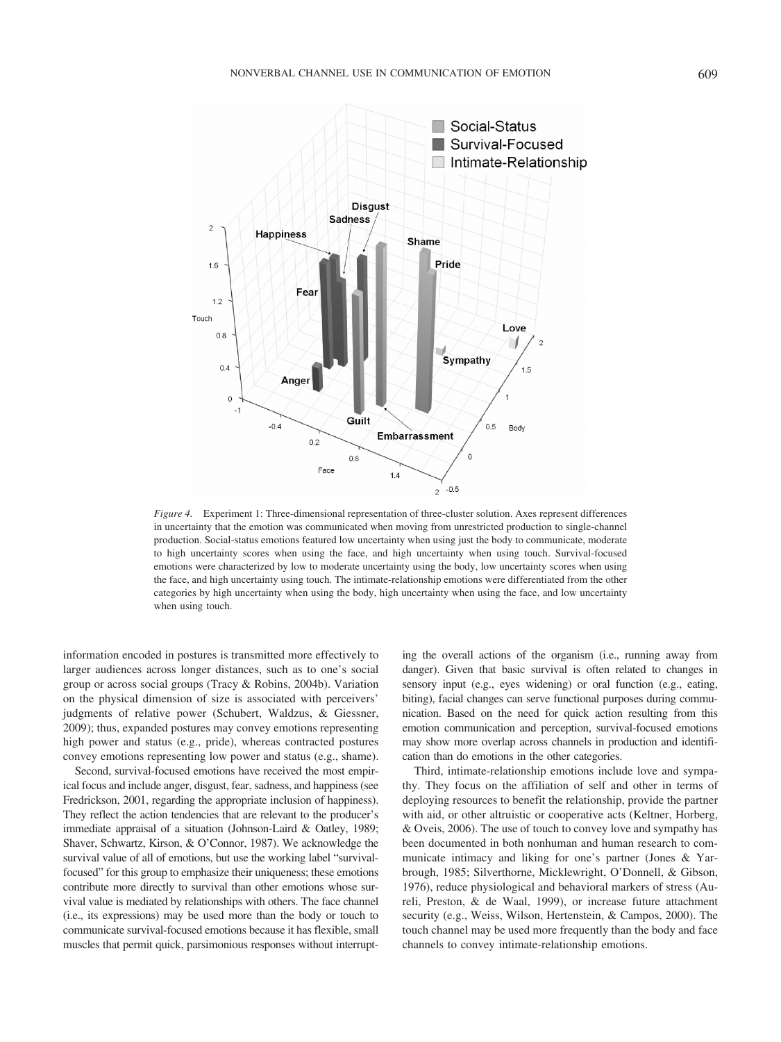*Figure 4.* Experiment 1: Three-dimensional representation of three-cluster solution. Axes represent differences in uncertainty that the emotion was communicated when moving from unrestricted production to single-channel production. Social-status emotions featured low uncertainty when using just the body to communicate, moderate to high uncertainty scores when using the face, and high uncertainty when using touch. Survival-focused emotions were characterized by low to moderate uncertainty using the body, low uncertainty scores when using the face, and high uncertainty using touch. The intimate-relationship emotions were differentiated from the other categories by high uncertainty when using the body, high uncertainty when using the face, and low uncertainty when using touch.

information encoded in postures is transmitted more effectively to larger audiences across longer distances, such as to one's social group or across social groups (Tracy & Robins, 2004b). Variation on the physical dimension of size is associated with perceivers' judgments of relative power (Schubert, Waldzus, & Giessner, 2009); thus, expanded postures may convey emotions representing high power and status (e.g., pride), whereas contracted postures convey emotions representing low power and status (e.g., shame).

Second, survival-focused emotions have received the most empirical focus and include anger, disgust, fear, sadness, and happiness (see Fredrickson, 2001, regarding the appropriate inclusion of happiness). They reflect the action tendencies that are relevant to the producer's immediate appraisal of a situation (Johnson-Laird & Oatley, 1989; Shaver, Schwartz, Kirson, & O'Connor, 1987). We acknowledge the survival value of all of emotions, but use the working label "survival-focused" for this group to emphasize their uniqueness; these emotions contribute more directly to survival than other emotions whose survival value is mediated by relationships with others. The face channel (i.e., its expressions) may be used more than the body or touch to communicate survival-focused emotions because it has flexible, small muscles that permit quick, parsimonious responses without interrupting the overall actions of the organism (i.e., running away from danger). Given that basic survival is often related to changes in sensory input (e.g., eyes widening) or oral function (e.g., eating, biting), facial changes can serve functional purposes during communication. Based on the need for quick action resulting from this emotion communication and perception, survival-focused emotions may show more overlap across channels in production and identification than do emotions in the other categories.

Third, intimate-relationship emotions include love and sympathy. They focus on the affiliation of self and other in terms of deploying resources to benefit the relationship, provide the partner with aid, or other altruistic or cooperative acts (Keltner, Horberg, & Oveis, 2006). The use of touch to convey love and sympathy has been documented in both nonhuman and human research to communicate intimacy and liking for one's partner (Jones & Yarbrough, 1985; Silverthorne, Micklewright, O'Donnell, & Gibson, 1976), reduce physiological and behavioral markers of stress (Aureli, Preston, & de Waal, 1999), or increase future attachment security (e.g., Weiss, Wilson, Hertenstein, & Campos, 2000). The touch channel may be used more frequently than the body and face channels to convey intimate-relationship emotions.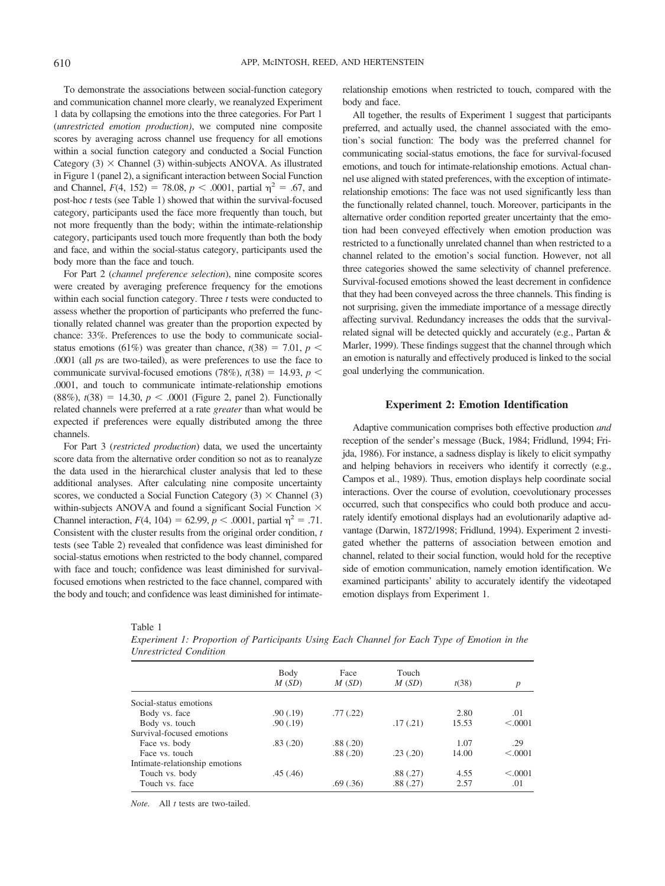To demonstrate the associations between social-function category and communication channel more clearly, we reanalyzed Experiment 1 data by collapsing the emotions into the three categories. For Part 1 (*unrestricted emotion production*), we computed nine composite scores by averaging across channel use frequency for all emotions within a social function category and conducted a Social Function Category (3) × Channel (3) within-subjects ANOVA. As illustrated in Figure 1 (panel 2), a significant interaction between Social Function and Channel, $F(4, 152) = 78.08$, $p < .0001$, partial $\eta^2 = .67$, and post-hoc *t* tests (see Table 1) showed that within the survival-focused category, participants used the face more frequently than touch, but not more frequently than the body; within the intimate-relationship category, participants used touch more frequently than both the body and face, and within the social-status category, participants used the body more than the face and touch.

For Part 2 (*channel preference selection*), nine composite scores were created by averaging preference frequency for the emotions within each social function category. Three *t* tests were conducted to assess whether the proportion of participants who preferred the functionally related channel was greater than the proportion expected by chance: 33%. Preferences to use the body to communicate social-status emotions (61%) was greater than chance, $t(38) = 7.01$, $p < .0001$ (all *p*s are two-tailed), as were preferences to use the face to communicate survival-focused emotions (78%), $t(38) = 14.93$, $p < .0001$, and touch to communicate intimate-relationship emotions (88%), $t(38) = 14.30$, $p < .0001$ (Figure 2, panel 2). Functionally related channels were preferred at a rate *greater* than what would be expected if preferences were equally distributed among the three channels.

For Part 3 (*restricted production*) data, we used the uncertainty score data from the alternative order condition so not as to reanalyze the data used in the hierarchical cluster analysis that led to these additional analyses. After calculating nine composite uncertainty scores, we conducted a Social Function Category (3) × Channel (3) within-subjects ANOVA and found a significant Social Function × Channel interaction, $F(4, 104) = 62.99$, $p < .0001$, partial $\eta^2 = .71$. Consistent with the cluster results from the original order condition, *t* tests (see Table 2) revealed that confidence was least diminished for social-status emotions when restricted to the body channel, compared with face and touch; confidence was least diminished for survival-focused emotions when restricted to the face channel, compared with the body and touch; and confidence was least diminished for intimate-relationship emotions when restricted to touch, compared with the body and face.

All together, the results of Experiment 1 suggest that participants preferred, and actually used, the channel associated with the emotion's social function: The body was the preferred channel for communicating social-status emotions, the face for survival-focused emotions, and touch for intimate-relationship emotions. Actual channel use aligned with stated preferences, with the exception of intimate-relationship emotions: The face was not used significantly less than the functionally related channel, touch. Moreover, participants in the alternative order condition reported greater uncertainty that the emotion had been conveyed effectively when emotion production was restricted to a functionally unrelated channel than when restricted to a channel related to the emotion's social function. However, not all three categories showed the same selectivity of channel preference. Survival-focused emotions showed the least decrement in confidence that they had been conveyed across the three channels. This finding is not surprising, given the immediate importance of a message directly affecting survival. Redundancy increases the odds that the survival-related signal will be detected quickly and accurately (e.g., Partan & Marler, 1999). These findings suggest that the channel through which an emotion is naturally and effectively produced is linked to the social goal underlying the communication.

## Experiment 2: Emotion Identification

Adaptive communication comprises both effective production *and* reception of the sender's message (Buck, 1984; Fridlund, 1994; Frijda, 1986). For instance, a sadness display is likely to elicit sympathy and helping behaviors in receivers who identify it correctly (e.g., Campos et al., 1989). Thus, emotion displays help coordinate social interactions. Over the course of evolution, coevolutionary processes occurred, such that conspecifics who could both produce and accurately identify emotional displays had an evolutionarily adaptive advantage (Darwin, 1872/1998; Fridlund, 1994). Experiment 2 investigated whether the patterns of association between emotion and channel, related to their social function, would hold for the receptive side of emotion communication, namely emotion identification. We examined participants' ability to accurately identify the videotaped emotion displays from Experiment 1.

Table 1
*Experiment 1: Proportion of Participants Using Each Channel for Each Type of Emotion in the Unrestricted Condition*

| | Body $M$ ($SD$) | Face $M$ ($SD$) | Touch $M$ ($SD$) | $t(38)$ | $p$ |
|---|---|---|---|---|---|
| Social-status emotions | | | | | |
| Body vs. face | .90 (.19) | .77 (.22) | | 2.80 | .01 |
| Body vs. touch | .90 (.19) | | .17 (.21) | 15.53 | <.0001 |
| Survival-focused emotions | | | | | |
| Face vs. body | .83 (.20) | .88 (.20) | | 1.07 | .29 |
| Face vs. touch | | .88 (.20) | .23 (.20) | 14.00 | <.0001 |
| Intimate-relationship emotions | | | | | |
| Touch vs. body | .45 (.46) | | .88 (.27) | 4.55 | <.0001 |
| Touch vs. face | | .69 (.36) | .88 (.27) | 2.57 | .01 |

*Note.* All *t* tests are two-tailed.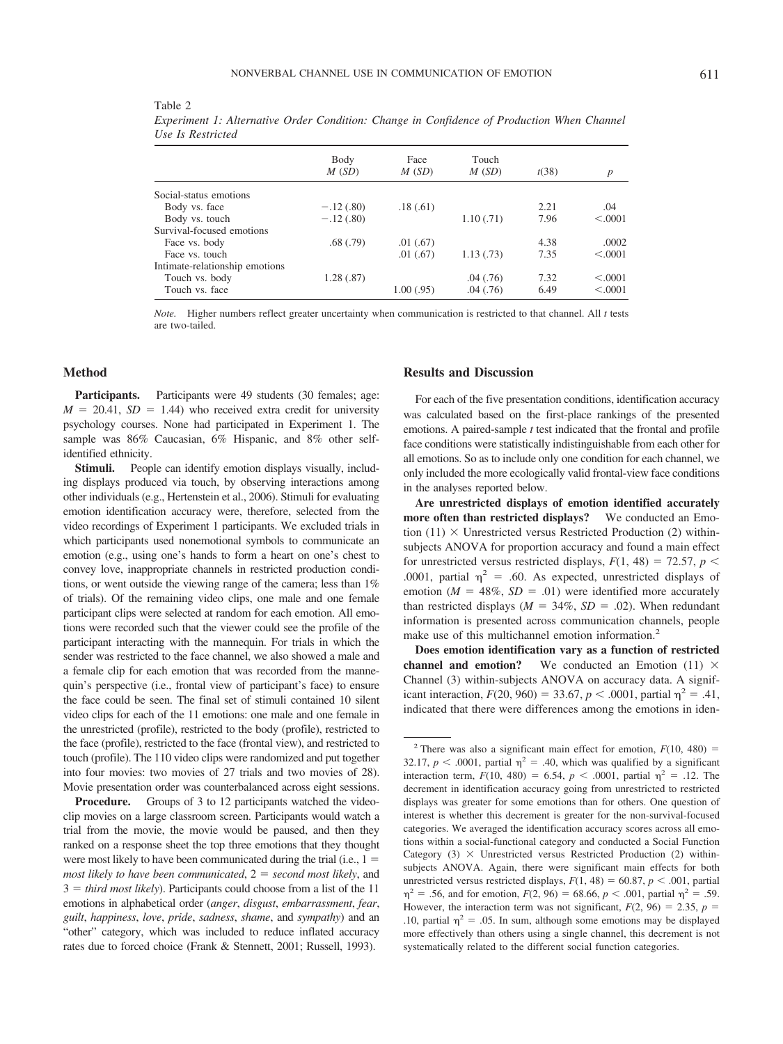Table 2

*Experiment 1: Alternative Order Condition: Change in Confidence of Production When Channel Use Is Restricted*

| | Body $M$ ($SD$) | Face $M$ ($SD$) | Touch $M$ ($SD$) | $t(38)$ | $p$ |
|---|---|---|---|---|---|
| Social-status emotions | | | | | |
| Body vs. face | −.12 (.80) | .18 (.61) | | 2.21 | .04 |
| Body vs. touch | −.12 (.80) | | 1.10 (.71) | 7.96 | <.0001 |
| Survival-focused emotions | | | | | |
| Face vs. body | .68 (.79) | .01 (.67) | | 4.38 | .0002 |
| Face vs. touch | | .01 (.67) | 1.13 (.73) | 7.35 | <.0001 |
| Intimate-relationship emotions | | | | | |
| Touch vs. body | 1.28 (.87) | | .04 (.76) | 7.32 | <.0001 |
| Touch vs. face | | 1.00 (.95) | .04 (.76) | 6.49 | <.0001 |

*Note.* Higher numbers reflect greater uncertainty when communication is restricted to that channel. All $t$ tests are two-tailed.

## Method

**Participants.** Participants were 49 students (30 females; age: $M = 20.41$, $SD = 1.44$) who received extra credit for university psychology courses. None had participated in Experiment 1. The sample was 86% Caucasian, 6% Hispanic, and 8% other self-identified ethnicity.

**Stimuli.** People can identify emotion displays visually, including displays produced via touch, by observing interactions among other individuals (e.g., Hertenstein et al., 2006). Stimuli for evaluating emotion identification accuracy were, therefore, selected from the video recordings of Experiment 1 participants. We excluded trials in which participants used nonemotional symbols to communicate an emotion (e.g., using one's hands to form a heart on one's chest to convey love, inappropriate channels in restricted production conditions, or went outside the viewing range of the camera; less than 1% of trials). Of the remaining video clips, one male and one female participant clips were selected at random for each emotion. All emotions were recorded such that the viewer could see the profile of the participant interacting with the mannequin. For trials in which the sender was restricted to the face channel, we also showed a male and a female clip for each emotion that was recorded from the mannequin's perspective (i.e., frontal view of participant's face) to ensure the face could be seen. The final set of stimuli contained 10 silent video clips for each of the 11 emotions: one male and one female in the unrestricted (profile), restricted to the body (profile), restricted to the face (profile), restricted to the face (frontal view), and restricted to touch (profile). The 110 video clips were randomized and put together into four movies: two movies of 27 trials and two movies of 28). Movie presentation order was counterbalanced across eight sessions.

**Procedure.** Groups of 3 to 12 participants watched the video-clip movies on a large classroom screen. Participants would watch a trial from the movie, the movie would be paused, and then they ranked on a response sheet the top three emotions that they thought were most likely to have been communicated during the trial (i.e., 1 = *most likely to have been communicated*, 2 = *second most likely*, and 3 = *third most likely*). Participants could choose from a list of the 11 emotions in alphabetical order (*anger*, *disgust*, *embarrassment*, *fear*, *guilt*, *happiness*, *love*, *pride*, *sadness*, *shame*, and *sympathy*) and an "other" category, which was included to reduce inflated accuracy rates due to forced choice (Frank & Stennett, 2001; Russell, 1993).

## Results and Discussion

For each of the five presentation conditions, identification accuracy was calculated based on the first-place rankings of the presented emotions. A paired-sample $t$ test indicated that the frontal and profile face conditions were statistically indistinguishable from each other for all emotions. So as to include only one condition for each channel, we only included the more ecologically valid frontal-view face conditions in the analyses reported below.

**Are unrestricted displays of emotion identified accurately more often than restricted displays?** We conducted an Emotion (11) × Unrestricted versus Restricted Production (2) within-subjects ANOVA for proportion accuracy and found a main effect for unrestricted versus restricted displays, $F(1, 48) = 72.57$, $p < .0001$, partial $\eta^2 = .60$. As expected, unrestricted displays of emotion ($M = 48\%$, $SD = .01$) were identified more accurately than restricted displays ($M = 34\%$, $SD = .02$). When redundant information is presented across communication channels, people make use of this multichannel emotion information.[2]

**Does emotion identification vary as a function of restricted channel and emotion?** We conducted an Emotion (11) × Channel (3) within-subjects ANOVA on accuracy data. A significant interaction, $F(20, 960) = 33.67$, $p < .0001$, partial $\eta^2 = .41$, indicated that there were differences among the emotions in iden-

[2] There was also a significant main effect for emotion, $F(10, 480) = 32.17$, $p < .0001$, partial $\eta^2 = .40$, which was qualified by a significant interaction term, $F(10, 480) = 6.54$, $p < .0001$, partial $\eta^2 = .12$. The decrement in identification accuracy going from unrestricted to restricted displays was greater for some emotions than for others. One question of interest is whether this decrement is greater for the non-survival-focused categories. We averaged the identification accuracy scores across all emotions within a social-functional category and conducted a Social Function Category (3) × Unrestricted versus Restricted Production (2) within-subjects ANOVA. Again, there were significant main effects for both unrestricted versus restricted displays, $F(1, 48) = 60.87$, $p < .001$, partial $\eta^2 = .56$, and for emotion, $F(2, 96) = 68.66$, $p < .001$, partial $\eta^2 = .59$. However, the interaction term was not significant, $F(2, 96) = 2.35$, $p = .10$, partial $\eta^2 = .05$. In sum, although some emotions may be displayed more effectively than others using a single channel, this decrement is not systematically related to the different social function categories.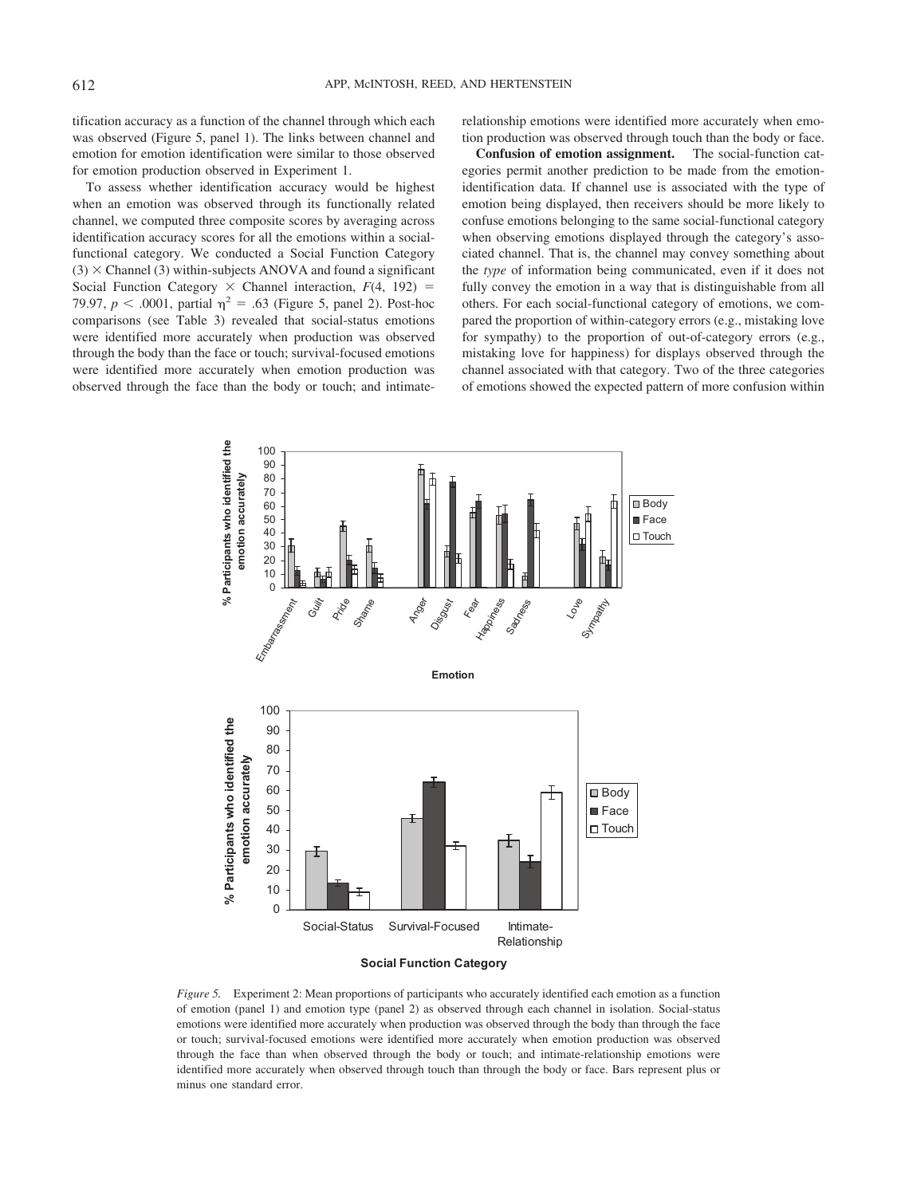tification accuracy as a function of the channel through which each was observed (Figure 5, panel 1). The links between channel and emotion for emotion identification were similar to those observed for emotion production observed in Experiment 1.

To assess whether identification accuracy would be highest when an emotion was observed through its functionally related channel, we computed three composite scores by averaging across identification accuracy scores for all the emotions within a social-functional category. We conducted a Social Function Category (3) × Channel (3) within-subjects ANOVA and found a significant Social Function Category × Channel interaction, $F(4, 192) = 79.97$, $p < .0001$, partial $\eta^2 = .63$ (Figure 5, panel 2). Post-hoc comparisons (see Table 3) revealed that social-status emotions were identified more accurately when production was observed through the body than the face or touch; survival-focused emotions were identified more accurately when emotion production was observed through the face than the body or touch; and intimate-relationship emotions were identified more accurately when emotion production was observed through touch than the body or face.

**Confusion of emotion assignment.** The social-function categories permit another prediction to be made from the emotion-identification data. If channel use is associated with the type of emotion being displayed, then receivers should be more likely to confuse emotions belonging to the same social-functional category when observing emotions displayed through the category's associated channel. That is, the channel may convey something about the *type* of information being communicated, even if it does not fully convey the emotion in a way that is distinguishable from all others. For each social-functional category of emotions, we compared the proportion of within-category errors (e.g., mistaking love for sympathy) to the proportion of out-of-category errors (e.g., mistaking love for happiness) for displays observed through the channel associated with that category. Two of the three categories of emotions showed the expected pattern of more confusion within

*Figure 5.* Experiment 2: Mean proportions of participants who accurately identified each emotion as a function of emotion (panel 1) and emotion type (panel 2) as observed through each channel in isolation. Social-status emotions were identified more accurately when production was observed through the body than through the face or touch; survival-focused emotions were identified more accurately when emotion production was observed through the face than when observed through the body or touch; and intimate-relationship emotions were identified more accurately when observed through touch than through the body or face. Bars represent plus or minus one standard error.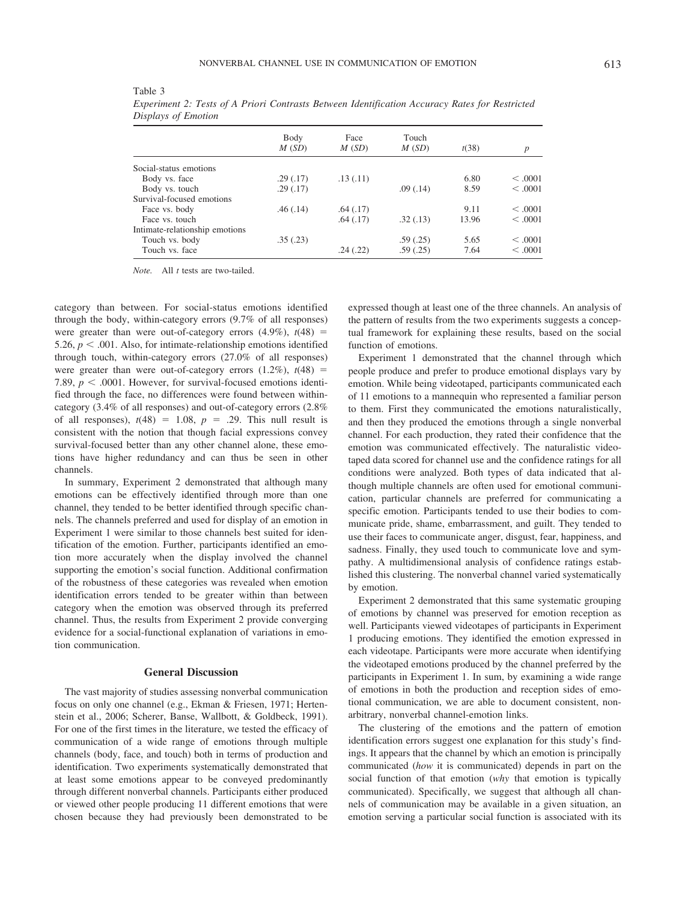Table 3

*Experiment 2: Tests of A Priori Contrasts Between Identification Accuracy Rates for Restricted Displays of Emotion*

| | Body $M$ ($SD$) | Face $M$ ($SD$) | Touch $M$ ($SD$) | $t(38)$ | $p$ |
|---|---|---|---|---|---|
| Social-status emotions | | | | | |
| Body vs. face | .29 (.17) | .13 (.11) | | 6.80 | < .0001 |
| Body vs. touch | .29 (.17) | | .09 (.14) | 8.59 | < .0001 |
| Survival-focused emotions | | | | | |
| Face vs. body | .46 (.14) | .64 (.17) | | 9.11 | < .0001 |
| Face vs. touch | | .64 (.17) | .32 (.13) | 13.96 | < .0001 |
| Intimate-relationship emotions | | | | | |
| Touch vs. body | .35 (.23) | | .59 (.25) | 5.65 | < .0001 |
| Touch vs. face | | .24 (.22) | .59 (.25) | 7.64 | < .0001 |

*Note.* All $t$ tests are two-tailed.

category than between. For social-status emotions identified through the body, within-category errors (9.7% of all responses) were greater than were out-of-category errors (4.9%), $t(48) = 5.26$, $p < .001$. Also, for intimate-relationship emotions identified through touch, within-category errors (27.0% of all responses) were greater than were out-of-category errors (1.2%), $t(48) = 7.89$, $p < .0001$. However, for survival-focused emotions identified through the face, no differences were found between within-category (3.4% of all responses) and out-of-category errors (2.8% of all responses), $t(48) = 1.08$, $p = .29$. This null result is consistent with the notion that though facial expressions convey survival-focused better than any other channel alone, these emotions have higher redundancy and can thus be seen in other channels.

In summary, Experiment 2 demonstrated that although many emotions can be effectively identified through more than one channel, they tended to be better identified through specific channels. The channels preferred and used for display of an emotion in Experiment 1 were similar to those channels best suited for identification of the emotion. Further, participants identified an emotion more accurately when the display involved the channel supporting the emotion's social function. Additional confirmation of the robustness of these categories was revealed when emotion identification errors tended to be greater within than between category when the emotion was observed through its preferred channel. Thus, the results from Experiment 2 provide converging evidence for a social-functional explanation of variations in emotion communication.

## General Discussion

The vast majority of studies assessing nonverbal communication focus on only one channel (e.g., Ekman & Friesen, 1971; Hertenstein et al., 2006; Scherer, Banse, Wallbott, & Goldbeck, 1991). For one of the first times in the literature, we tested the efficacy of communication of a wide range of emotions through multiple channels (body, face, and touch) both in terms of production and identification. Two experiments systematically demonstrated that at least some emotions appear to be conveyed predominantly through different nonverbal channels. Participants either produced or viewed other people producing 11 different emotions that were chosen because they had previously been demonstrated to be expressed though at least one of the three channels. An analysis of the pattern of results from the two experiments suggests a conceptual framework for explaining these results, based on the social function of emotions.

Experiment 1 demonstrated that the channel through which people produce and prefer to produce emotional displays vary by emotion. While being videotaped, participants communicated each of 11 emotions to a mannequin who represented a familiar person to them. First they communicated the emotions naturalistically, and then they produced the emotions through a single nonverbal channel. For each production, they rated their confidence that the emotion was communicated effectively. The naturalistic videotaped data scored for channel use and the confidence ratings for all conditions were analyzed. Both types of data indicated that although multiple channels are often used for emotional communication, particular channels are preferred for communicating a specific emotion. Participants tended to use their bodies to communicate pride, shame, embarrassment, and guilt. They tended to use their faces to communicate anger, disgust, fear, happiness, and sadness. Finally, they used touch to communicate love and sympathy. A multidimensional analysis of confidence ratings established this clustering. The nonverbal channel varied systematically by emotion.

Experiment 2 demonstrated that this same systematic grouping of emotions by channel was preserved for emotion reception as well. Participants viewed videotapes of participants in Experiment 1 producing emotions. They identified the emotion expressed in each videotape. Participants were more accurate when identifying the videotaped emotions produced by the channel preferred by the participants in Experiment 1. In sum, by examining a wide range of emotions in both the production and reception sides of emotional communication, we are able to document consistent, non-arbitrary, nonverbal channel-emotion links.

The clustering of the emotions and the pattern of emotion identification errors suggest one explanation for this study's findings. It appears that the channel by which an emotion is principally communicated (*how* it is communicated) depends in part on the social function of that emotion (*why* that emotion is typically communicated). Specifically, we suggest that although all channels of communication may be available in a given situation, an emotion serving a particular social function is associated with its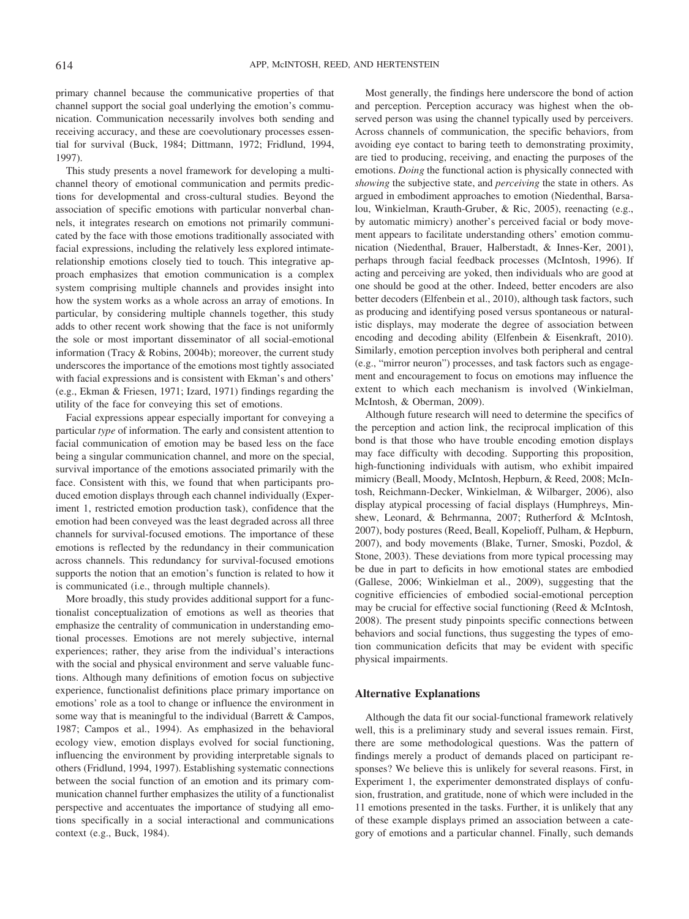primary channel because the communicative properties of that channel support the social goal underlying the emotion's communication. Communication necessarily involves both sending and receiving accuracy, and these are coevolutionary processes essential for survival (Buck, 1984; Dittmann, 1972; Fridlund, 1994, 1997).

This study presents a novel framework for developing a multichannel theory of emotional communication and permits predictions for developmental and cross-cultural studies. Beyond the association of specific emotions with particular nonverbal channels, it integrates research on emotions not primarily communicated by the face with those emotions traditionally associated with facial expressions, including the relatively less explored intimate-relationship emotions closely tied to touch. This integrative approach emphasizes that emotion communication is a complex system comprising multiple channels and provides insight into how the system works as a whole across an array of emotions. In particular, by considering multiple channels together, this study adds to other recent work showing that the face is not uniformly the sole or most important disseminator of all social-emotional information (Tracy & Robins, 2004b); moreover, the current study underscores the importance of the emotions most tightly associated with facial expressions and is consistent with Ekman's and others' (e.g., Ekman & Friesen, 1971; Izard, 1971) findings regarding the utility of the face for conveying this set of emotions.

Facial expressions appear especially important for conveying a particular *type* of information. The early and consistent attention to facial communication of emotion may be based less on the face being a singular communication channel, and more on the special, survival importance of the emotions associated primarily with the face. Consistent with this, we found that when participants produced emotion displays through each channel individually (Experiment 1, restricted emotion production task), confidence that the emotion had been conveyed was the least degraded across all three channels for survival-focused emotions. The importance of these emotions is reflected by the redundancy in their communication across channels. This redundancy for survival-focused emotions supports the notion that an emotion's function is related to how it is communicated (i.e., through multiple channels).

More broadly, this study provides additional support for a functionalist conceptualization of emotions as well as theories that emphasize the centrality of communication in understanding emotional processes. Emotions are not merely subjective, internal experiences; rather, they arise from the individual's interactions with the social and physical environment and serve valuable functions. Although many definitions of emotion focus on subjective experience, functionalist definitions place primary importance on emotions' role as a tool to change or influence the environment in some way that is meaningful to the individual (Barrett & Campos, 1987; Campos et al., 1994). As emphasized in the behavioral ecology view, emotion displays evolved for social functioning, influencing the environment by providing interpretable signals to others (Fridlund, 1994, 1997). Establishing systematic connections between the social function of an emotion and its primary communication channel further emphasizes the utility of a functionalist perspective and accentuates the importance of studying all emotions specifically in a social interactional and communications context (e.g., Buck, 1984).

Most generally, the findings here underscore the bond of action and perception. Perception accuracy was highest when the observed person was using the channel typically used by perceivers. Across channels of communication, the specific behaviors, from avoiding eye contact to baring teeth to demonstrating proximity, are tied to producing, receiving, and enacting the purposes of the emotions. *Doing* the functional action is physically connected with *showing* the subjective state, and *perceiving* the state in others. As argued in embodiment approaches to emotion (Niedenthal, Barsalou, Winkielman, Krauth-Gruber, & Ric, 2005), reenacting (e.g., by automatic mimicry) another's perceived facial or body movement appears to facilitate understanding others' emotion communication (Niedenthal, Brauer, Halberstadt, & Innes-Ker, 2001), perhaps through facial feedback processes (McIntosh, 1996). If acting and perceiving are yoked, then individuals who are good at one should be good at the other. Indeed, better encoders are also better decoders (Elfenbein et al., 2010), although task factors, such as producing and identifying posed versus spontaneous or naturalistic displays, may moderate the degree of association between encoding and decoding ability (Elfenbein & Eisenkraft, 2010). Similarly, emotion perception involves both peripheral and central (e.g., "mirror neuron") processes, and task factors such as engagement and encouragement to focus on emotions may influence the extent to which each mechanism is involved (Winkielman, McIntosh, & Oberman, 2009).

Although future research will need to determine the specifics of the perception and action link, the reciprocal implication of this bond is that those who have trouble encoding emotion displays may face difficulty with decoding. Supporting this proposition, high-functioning individuals with autism, who exhibit impaired mimicry (Beall, Moody, McIntosh, Hepburn, & Reed, 2008; McIntosh, Reichmann-Decker, Winkielman, & Wilbarger, 2006), also display atypical processing of facial displays (Humphreys, Minshew, Leonard, & Behrmanna, 2007; Rutherford & McIntosh, 2007), body postures (Reed, Beall, Kopelioff, Pulham, & Hepburn, 2007), and body movements (Blake, Turner, Smoski, Pozdol, & Stone, 2003). These deviations from more typical processing may be due in part to deficits in how emotional states are embodied (Gallese, 2006; Winkielman et al., 2009), suggesting that the cognitive efficiencies of embodied social-emotional perception may be crucial for effective social functioning (Reed & McIntosh, 2008). The present study pinpoints specific connections between behaviors and social functions, thus suggesting the types of emotion communication deficits that may be evident with specific physical impairments.

## Alternative Explanations

Although the data fit our social-functional framework relatively well, this is a preliminary study and several issues remain. First, there are some methodological questions. Was the pattern of findings merely a product of demands placed on participant responses? We believe this is unlikely for several reasons. First, in Experiment 1, the experimenter demonstrated displays of confusion, frustration, and gratitude, none of which were included in the 11 emotions presented in the tasks. Further, it is unlikely that any of these example displays primed an association between a category of emotions and a particular channel. Finally, such demands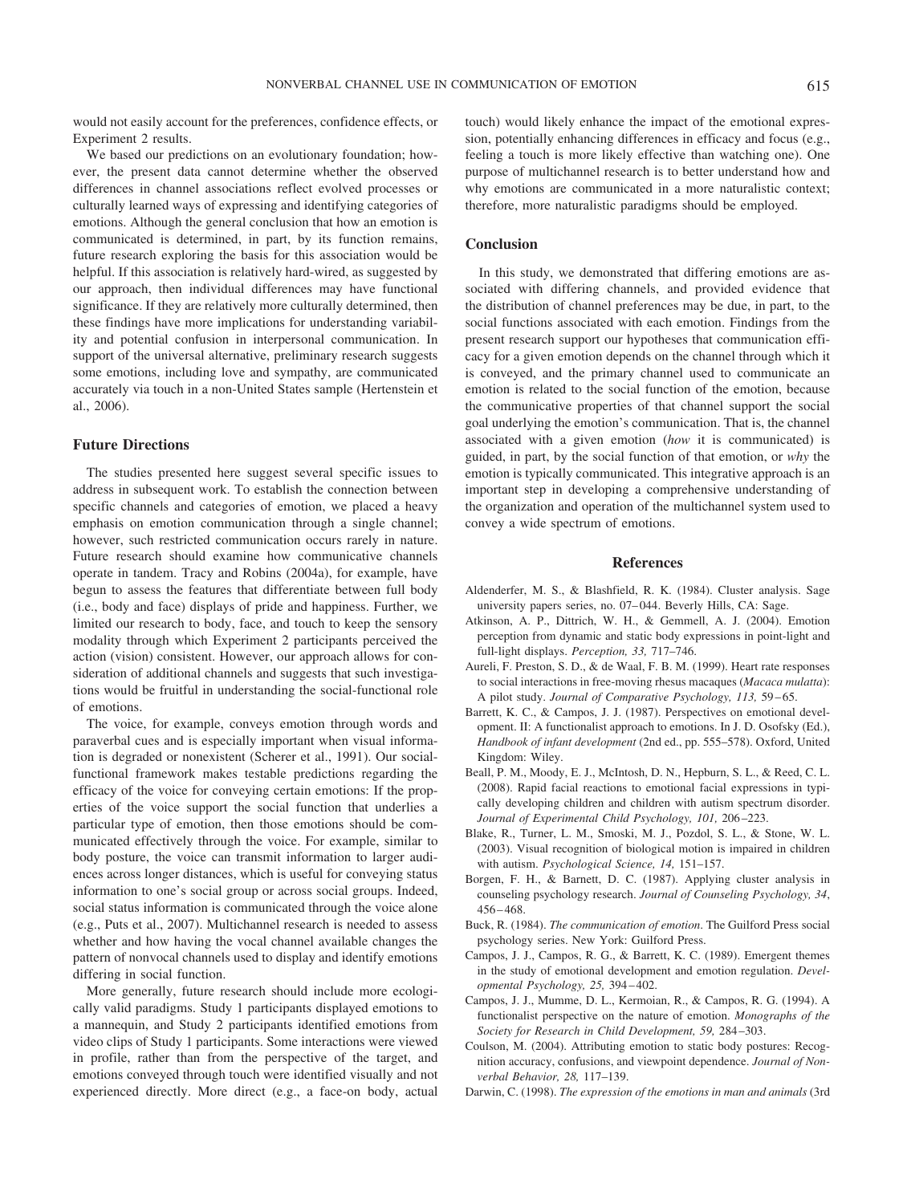would not easily account for the preferences, confidence effects, or Experiment 2 results.

We based our predictions on an evolutionary foundation; however, the present data cannot determine whether the observed differences in channel associations reflect evolved processes or culturally learned ways of expressing and identifying categories of emotions. Although the general conclusion that how an emotion is communicated is determined, in part, by its function remains, future research exploring the basis for this association would be helpful. If this association is relatively hard-wired, as suggested by our approach, then individual differences may have functional significance. If they are relatively more culturally determined, then these findings have more implications for understanding variability and potential confusion in interpersonal communication. In support of the universal alternative, preliminary research suggests some emotions, including love and sympathy, are communicated accurately via touch in a non-United States sample (Hertenstein et al., 2006).

## Future Directions

The studies presented here suggest several specific issues to address in subsequent work. To establish the connection between specific channels and categories of emotion, we placed a heavy emphasis on emotion communication through a single channel; however, such restricted communication occurs rarely in nature. Future research should examine how communicative channels operate in tandem. Tracy and Robins (2004a), for example, have begun to assess the features that differentiate between full body (i.e., body and face) displays of pride and happiness. Further, we limited our research to body, face, and touch to keep the sensory modality through which Experiment 2 participants perceived the action (vision) consistent. However, our approach allows for consideration of additional channels and suggests that such investigations would be fruitful in understanding the social-functional role of emotions.

The voice, for example, conveys emotion through words and paraverbal cues and is especially important when visual information is degraded or nonexistent (Scherer et al., 1991). Our social-functional framework makes testable predictions regarding the efficacy of the voice for conveying certain emotions: If the properties of the voice support the social function that underlies a particular type of emotion, then those emotions should be communicated effectively through the voice. For example, similar to body posture, the voice can transmit information to larger audiences across longer distances, which is useful for conveying status information to one's social group or across social groups. Indeed, social status information is communicated through the voice alone (e.g., Puts et al., 2007). Multichannel research is needed to assess whether and how having the vocal channel available changes the pattern of nonvocal channels used to display and identify emotions differing in social function.

More generally, future research should include more ecologically valid paradigms. Study 1 participants displayed emotions to a mannequin, and Study 2 participants identified emotions from video clips of Study 1 participants. Some interactions were viewed in profile, rather than from the perspective of the target, and emotions conveyed through touch were identified visually and not experienced directly. More direct (e.g., a face-on body, actual touch) would likely enhance the impact of the emotional expression, potentially enhancing differences in efficacy and focus (e.g., feeling a touch is more likely effective than watching one). One purpose of multichannel research is to better understand how and why emotions are communicated in a more naturalistic context; therefore, more naturalistic paradigms should be employed.

## Conclusion

In this study, we demonstrated that differing emotions are associated with differing channels, and provided evidence that the distribution of channel preferences may be due, in part, to the social functions associated with each emotion. Findings from the present research support our hypotheses that communication efficacy for a given emotion depends on the channel through which it is conveyed, and the primary channel used to communicate an emotion is related to the social function of the emotion, because the communicative properties of that channel support the social goal underlying the emotion's communication. That is, the channel associated with a given emotion (*how* it is communicated) is guided, in part, by the social function of that emotion, or *why* the emotion is typically communicated. This integrative approach is an important step in developing a comprehensive understanding of the organization and operation of the multichannel system used to convey a wide spectrum of emotions.

## References

Aldenderfer, M. S., & Blashfield, R. K. (1984). Cluster analysis. Sage university papers series, no. 07–044. Beverly Hills, CA: Sage.

Atkinson, A. P., Dittrich, W. H., & Gemmell, A. J. (2004). Emotion perception from dynamic and static body expressions in point-light and full-light displays. *Perception, 33,* 717–746.

Aureli, F. Preston, S. D., & de Waal, F. B. M. (1999). Heart rate responses to social interactions in free-moving rhesus macaques (*Macaca mulatta*): A pilot study. *Journal of Comparative Psychology, 113,* 59–65.

Barrett, K. C., & Campos, J. J. (1987). Perspectives on emotional development. II: A functionalist approach to emotions. In J. D. Osofsky (Ed.), *Handbook of infant development* (2nd ed., pp. 555–578). Oxford, United Kingdom: Wiley.

Beall, P. M., Moody, E. J., McIntosh, D. N., Hepburn, S. L., & Reed, C. L. (2008). Rapid facial reactions to emotional facial expressions in typically developing children and children with autism spectrum disorder. *Journal of Experimental Child Psychology, 101,* 206–223.

Blake, R., Turner, L. M., Smoski, M. J., Pozdol, S. L., & Stone, W. L. (2003). Visual recognition of biological motion is impaired in children with autism. *Psychological Science, 14,* 151–157.

Borgen, F. H., & Barnett, D. C. (1987). Applying cluster analysis in counseling psychology research. *Journal of Counseling Psychology, 34*, 456–468.

Buck, R. (1984). *The communication of emotion*. The Guilford Press social psychology series. New York: Guilford Press.

Campos, J. J., Campos, R. G., & Barrett, K. C. (1989). Emergent themes in the study of emotional development and emotion regulation. *Developmental Psychology, 25,* 394–402.

Campos, J. J., Mumme, D. L., Kermoian, R., & Campos, R. G. (1994). A functionalist perspective on the nature of emotion. *Monographs of the Society for Research in Child Development, 59,* 284–303.

Coulson, M. (2004). Attributing emotion to static body postures: Recognition accuracy, confusions, and viewpoint dependence. *Journal of Nonverbal Behavior, 28,* 117–139.

Darwin, C. (1998). *The expression of the emotions in man and animals* (3rd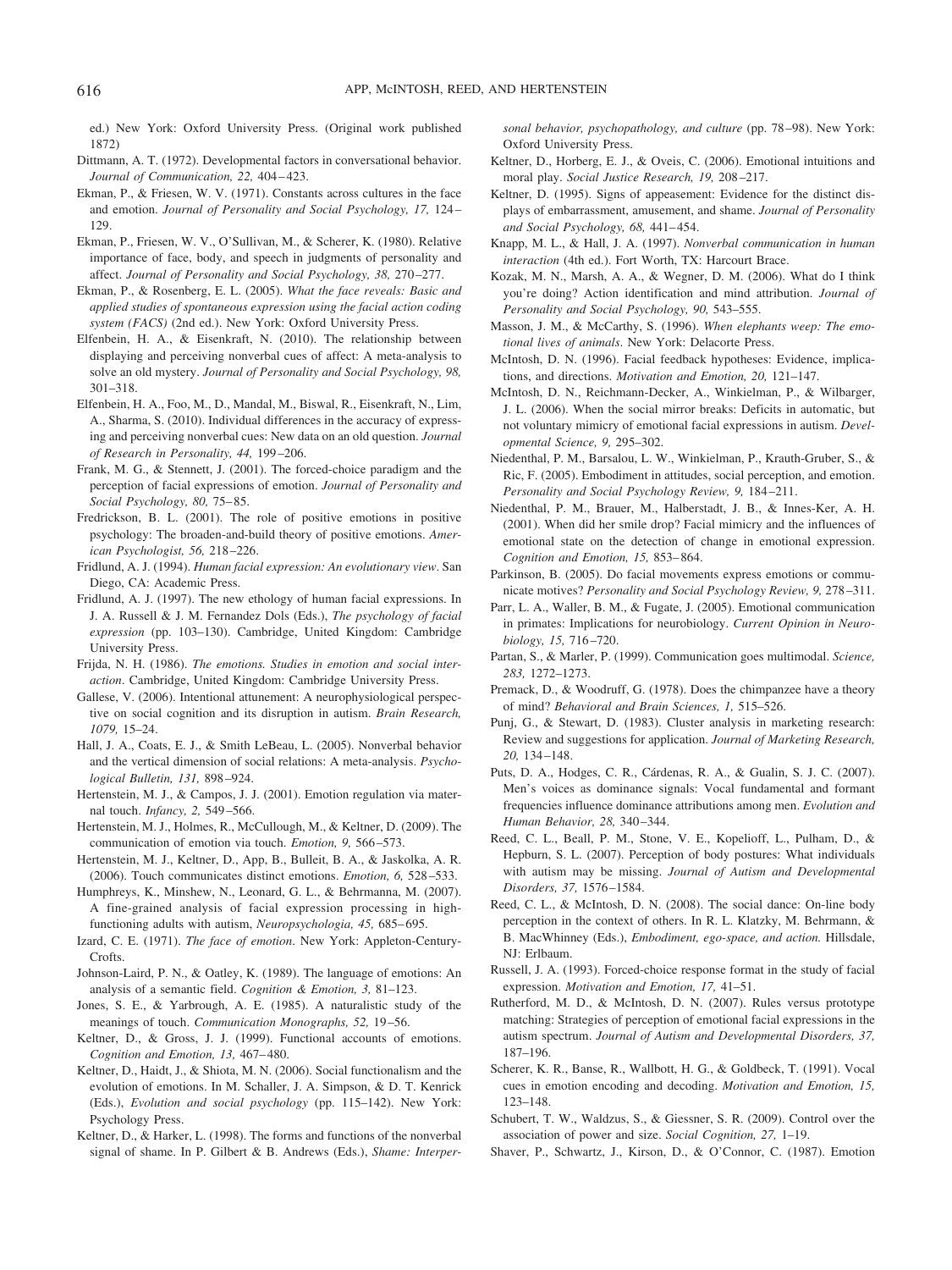ed.) New York: Oxford University Press. (Original work published 1872)

Dittmann, A. T. (1972). Developmental factors in conversational behavior. *Journal of Communication, 22,* 404–423.

Ekman, P., & Friesen, W. V. (1971). Constants across cultures in the face and emotion. *Journal of Personality and Social Psychology, 17,* 124–129.

Ekman, P., Friesen, W. V., O'Sullivan, M., & Scherer, K. (1980). Relative importance of face, body, and speech in judgments of personality and affect. *Journal of Personality and Social Psychology, 38,* 270–277.

Ekman, P., & Rosenberg, E. L. (2005). *What the face reveals: Basic and applied studies of spontaneous expression using the facial action coding system (FACS)* (2nd ed.). New York: Oxford University Press.

Elfenbein, H. A., & Eisenkraft, N. (2010). The relationship between displaying and perceiving nonverbal cues of affect: A meta-analysis to solve an old mystery. *Journal of Personality and Social Psychology, 98,* 301–318.

Elfenbein, H. A., Foo, M., D., Mandal, M., Biswal, R., Eisenkraft, N., Lim, A., Sharma, S. (2010). Individual differences in the accuracy of expressing and perceiving nonverbal cues: New data on an old question. *Journal of Research in Personality, 44,* 199–206.

Frank, M. G., & Stennett, J. (2001). The forced-choice paradigm and the perception of facial expressions of emotion. *Journal of Personality and Social Psychology, 80,* 75–85.

Fredrickson, B. L. (2001). The role of positive emotions in positive psychology: The broaden-and-build theory of positive emotions. *American Psychologist, 56,* 218–226.

Fridlund, A. J. (1994). *Human facial expression: An evolutionary view*. San Diego, CA: Academic Press.

Fridlund, A. J. (1997). The new ethology of human facial expressions. In J. A. Russell & J. M. Fernandez Dols (Eds.), *The psychology of facial expression* (pp. 103–130). Cambridge, United Kingdom: Cambridge University Press.

Frijda, N. H. (1986). *The emotions. Studies in emotion and social interaction*. Cambridge, United Kingdom: Cambridge University Press.

Gallese, V. (2006). Intentional attunement: A neurophysiological perspective on social cognition and its disruption in autism. *Brain Research, 1079,* 15–24.

Hall, J. A., Coats, E. J., & Smith LeBeau, L. (2005). Nonverbal behavior and the vertical dimension of social relations: A meta-analysis. *Psychological Bulletin, 131,* 898–924.

Hertenstein, M. J., & Campos, J. J. (2001). Emotion regulation via maternal touch. *Infancy, 2,* 549–566.

Hertenstein, M. J., Holmes, R., McCullough, M., & Keltner, D. (2009). The communication of emotion via touch. *Emotion, 9,* 566–573.

Hertenstein, M. J., Keltner, D., App, B., Bulleit, B. A., & Jaskolka, A. R. (2006). Touch communicates distinct emotions. *Emotion, 6,* 528–533.

Humphreys, K., Minshew, N., Leonard, G. L., & Behrmanna, M. (2007). A fine-grained analysis of facial expression processing in high-functioning adults with autism, *Neuropsychologia, 45,* 685–695.

Izard, C. E. (1971). *The face of emotion*. New York: Appleton-Century-Crofts.

Johnson-Laird, P. N., & Oatley, K. (1989). The language of emotions: An analysis of a semantic field. *Cognition & Emotion, 3,* 81–123.

Jones, S. E., & Yarbrough, A. E. (1985). A naturalistic study of the meanings of touch. *Communication Monographs, 52,* 19–56.

Keltner, D., & Gross, J. J. (1999). Functional accounts of emotions. *Cognition and Emotion, 13,* 467–480.

Keltner, D., Haidt, J., & Shiota, M. N. (2006). Social functionalism and the evolution of emotions. In M. Schaller, J. A. Simpson, & D. T. Kenrick (Eds.), *Evolution and social psychology* (pp. 115–142). New York: Psychology Press.

Keltner, D., & Harker, L. (1998). The forms and functions of the nonverbal signal of shame. In P. Gilbert & B. Andrews (Eds.), *Shame: Interpersonal behavior, psychopathology, and culture* (pp. 78–98). New York: Oxford University Press.

Keltner, D., Horberg, E. J., & Oveis, C. (2006). Emotional intuitions and moral play. *Social Justice Research, 19,* 208–217.

Keltner, D. (1995). Signs of appeasement: Evidence for the distinct displays of embarrassment, amusement, and shame. *Journal of Personality and Social Psychology, 68,* 441–454.

Knapp, M. L., & Hall, J. A. (1997). *Nonverbal communication in human interaction* (4th ed.). Fort Worth, TX: Harcourt Brace.

Kozak, M. N., Marsh, A. A., & Wegner, D. M. (2006). What do I think you're doing? Action identification and mind attribution. *Journal of Personality and Social Psychology, 90,* 543–555.

Masson, J. M., & McCarthy, S. (1996). *When elephants weep: The emotional lives of animals*. New York: Delacorte Press.

McIntosh, D. N. (1996). Facial feedback hypotheses: Evidence, implications, and directions. *Motivation and Emotion, 20,* 121–147.

McIntosh, D. N., Reichmann-Decker, A., Winkielman, P., & Wilbarger, J. L. (2006). When the social mirror breaks: Deficits in automatic, but not voluntary mimicry of emotional facial expressions in autism. *Developmental Science, 9,* 295–302.

Niedenthal, P. M., Barsalou, L. W., Winkielman, P., Krauth-Gruber, S., & Ric, F. (2005). Embodiment in attitudes, social perception, and emotion. *Personality and Social Psychology Review, 9,* 184–211.

Niedenthal, P. M., Brauer, M., Halberstadt, J. B., & Innes-Ker, A. H. (2001). When did her smile drop? Facial mimicry and the influences of emotional state on the detection of change in emotional expression. *Cognition and Emotion, 15,* 853–864.

Parkinson, B. (2005). Do facial movements express emotions or communicate motives? *Personality and Social Psychology Review, 9,* 278–311.

Parr, L. A., Waller, B. M., & Fugate, J. (2005). Emotional communication in primates: Implications for neurobiology. *Current Opinion in Neurobiology, 15,* 716–720.

Partan, S., & Marler, P. (1999). Communication goes multimodal. *Science, 283,* 1272–1273.

Premack, D., & Woodruff, G. (1978). Does the chimpanzee have a theory of mind? *Behavioral and Brain Sciences, 1,* 515–526.

Punj, G., & Stewart, D. (1983). Cluster analysis in marketing research: Review and suggestions for application. *Journal of Marketing Research, 20,* 134–148.

Puts, D. A., Hodges, C. R., Cárdenas, R. A., & Gualin, S. J. C. (2007). Men's voices as dominance signals: Vocal fundamental and formant frequencies influence dominance attributions among men. *Evolution and Human Behavior, 28,* 340–344.

Reed, C. L., Beall, P. M., Stone, V. E., Kopelioff, L., Pulham, D., & Hepburn, S. L. (2007). Perception of body postures: What individuals with autism may be missing. *Journal of Autism and Developmental Disorders, 37,* 1576–1584.

Reed, C. L., & McIntosh, D. N. (2008). The social dance: On-line body perception in the context of others. In R. L. Klatzky, M. Behrmann, & B. MacWhinney (Eds.), *Embodiment, ego-space, and action.* Hillsdale, NJ: Erlbaum.

Russell, J. A. (1993). Forced-choice response format in the study of facial expression. *Motivation and Emotion, 17,* 41–51.

Rutherford, M. D., & McIntosh, D. N. (2007). Rules versus prototype matching: Strategies of perception of emotional facial expressions in the autism spectrum. *Journal of Autism and Developmental Disorders, 37,* 187–196.

Scherer, K. R., Banse, R., Wallbott, H. G., & Goldbeck, T. (1991). Vocal cues in emotion encoding and decoding. *Motivation and Emotion, 15,* 123–148.

Schubert, T. W., Waldzus, S., & Giessner, S. R. (2009). Control over the association of power and size. *Social Cognition, 27,* 1–19.

Shaver, P., Schwartz, J., Kirson, D., & O'Connor, C. (1987). Emotion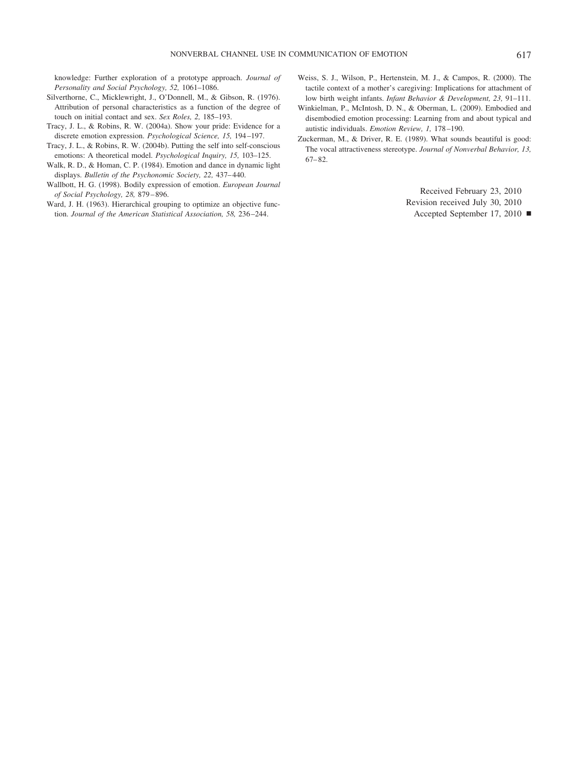knowledge: Further exploration of a prototype approach. *Journal of Personality and Social Psychology, 52,* 1061–1086.

Silverthorne, C., Micklewright, J., O'Donnell, M., & Gibson, R. (1976). Attribution of personal characteristics as a function of the degree of touch on initial contact and sex. *Sex Roles, 2,* 185–193.

Tracy, J. L., & Robins, R. W. (2004a). Show your pride: Evidence for a discrete emotion expression. *Psychological Science, 15,* 194–197.

Tracy, J. L., & Robins, R. W. (2004b). Putting the self into self-conscious emotions: A theoretical model. *Psychological Inquiry, 15,* 103–125.

Walk, R. D., & Homan, C. P. (1984). Emotion and dance in dynamic light displays. *Bulletin of the Psychonomic Society, 22,* 437–440.

Wallbott, H. G. (1998). Bodily expression of emotion. *European Journal of Social Psychology, 28,* 879–896.

Ward, J. H. (1963). Hierarchical grouping to optimize an objective function. *Journal of the American Statistical Association, 58,* 236–244.

Weiss, S. J., Wilson, P., Hertenstein, M. J., & Campos, R. (2000). The tactile context of a mother's caregiving: Implications for attachment of low birth weight infants. *Infant Behavior & Development, 23,* 91–111.

Winkielman, P., McIntosh, D. N., & Oberman, L. (2009). Embodied and disembodied emotion processing: Learning from and about typical and autistic individuals. *Emotion Review, 1,* 178–190.

Zuckerman, M., & Driver, R. E. (1989). What sounds beautiful is good: The vocal attractiveness stereotype. *Journal of Nonverbal Behavior, 13,* 67–82.

Received February 23, 2010
Revision received July 30, 2010
Accepted September 17, 2010 ■